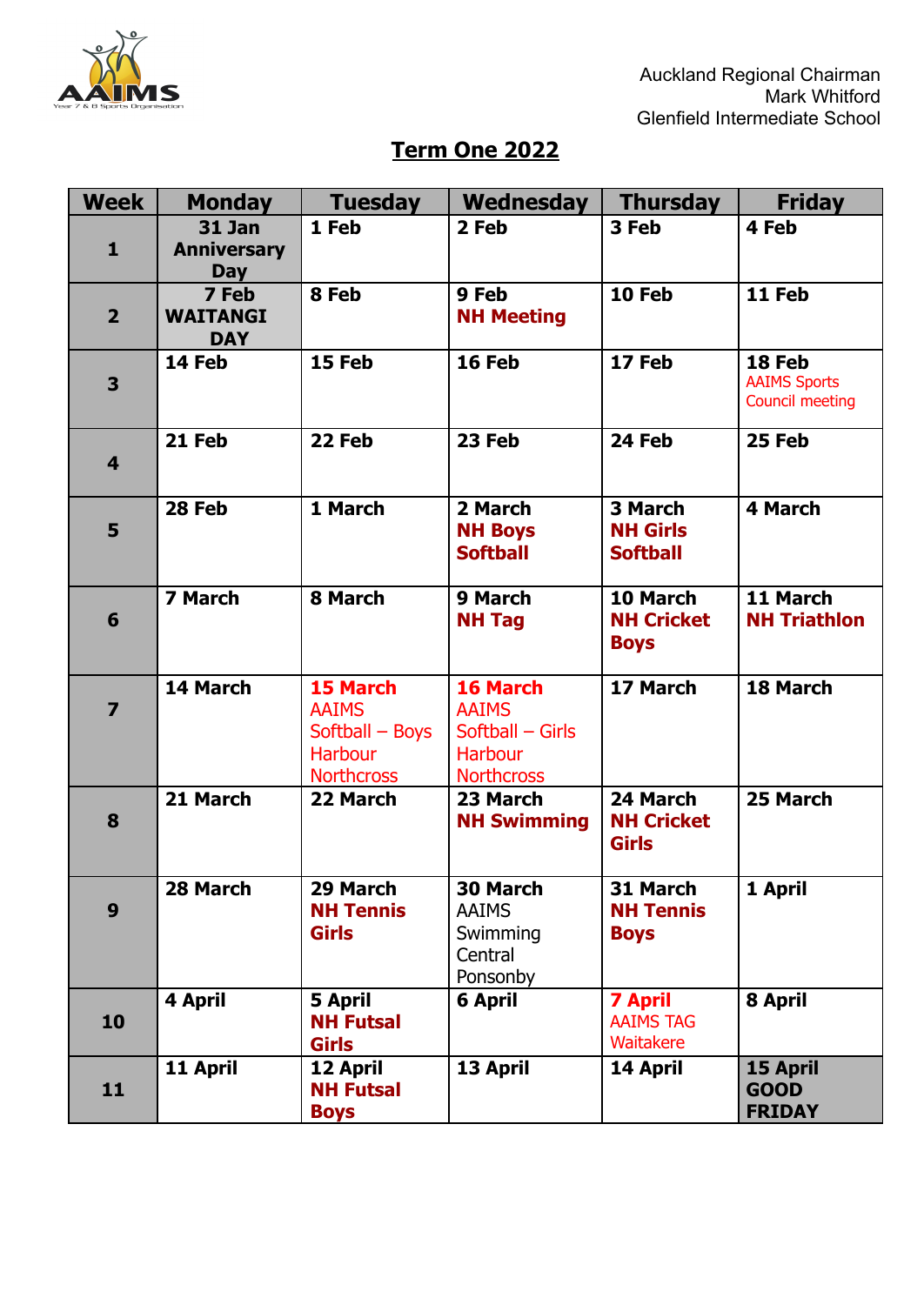Auckland Regional Chairman
Mark Whitford
Glenfield Intermediate School

# Term One 2022

| Week | Monday | Tuesday | Wednesday | Thursday | Friday |
|---|---|---|---|---|---|
| 1 | **31 Jan Anniversary Day** | **1 Feb** | **2 Feb** | **3 Feb** | **4 Feb** |
| 2 | **7 Feb WAITANGI DAY** | **8 Feb** | **9 Feb** **NH Meeting** | **10 Feb** | **11 Feb** |
| 3 | **14 Feb** | **15 Feb** | **16 Feb** | **17 Feb** | **18 Feb** AAIMS Sports Council meeting |
| 4 | **21 Feb** | **22 Feb** | **23 Feb** | **24 Feb** | **25 Feb** |
| 5 | **28 Feb** | **1 March** | **2 March** **NH Boys Softball** | **3 March** **NH Girls Softball** | **4 March** |
| 6 | **7 March** | **8 March** | **9 March** **NH Tag** | **10 March** **NH Cricket Boys** | **11 March** **NH Triathlon** |
| 7 | **14 March** | **15 March** AAIMS Softball – Boys Harbour Northcross | **16 March** AAIMS Softball – Girls Harbour Northcross | **17 March** | **18 March** |
| 8 | **21 March** | **22 March** | **23 March** **NH Swimming** | **24 March** **NH Cricket Girls** | **25 March** |
| 9 | **28 March** | **29 March** **NH Tennis Girls** | **30 March** AAIMS Swimming Central Ponsonby | **31 March** **NH Tennis Boys** | **1 April** |
| 10 | **4 April** | **5 April** **NH Futsal Girls** | **6 April** | **7 April** AAIMS TAG Waitakere | **8 April** |
| 11 | **11 April** | **12 April** **NH Futsal Boys** | **13 April** | **14 April** | **15 April GOOD FRIDAY** |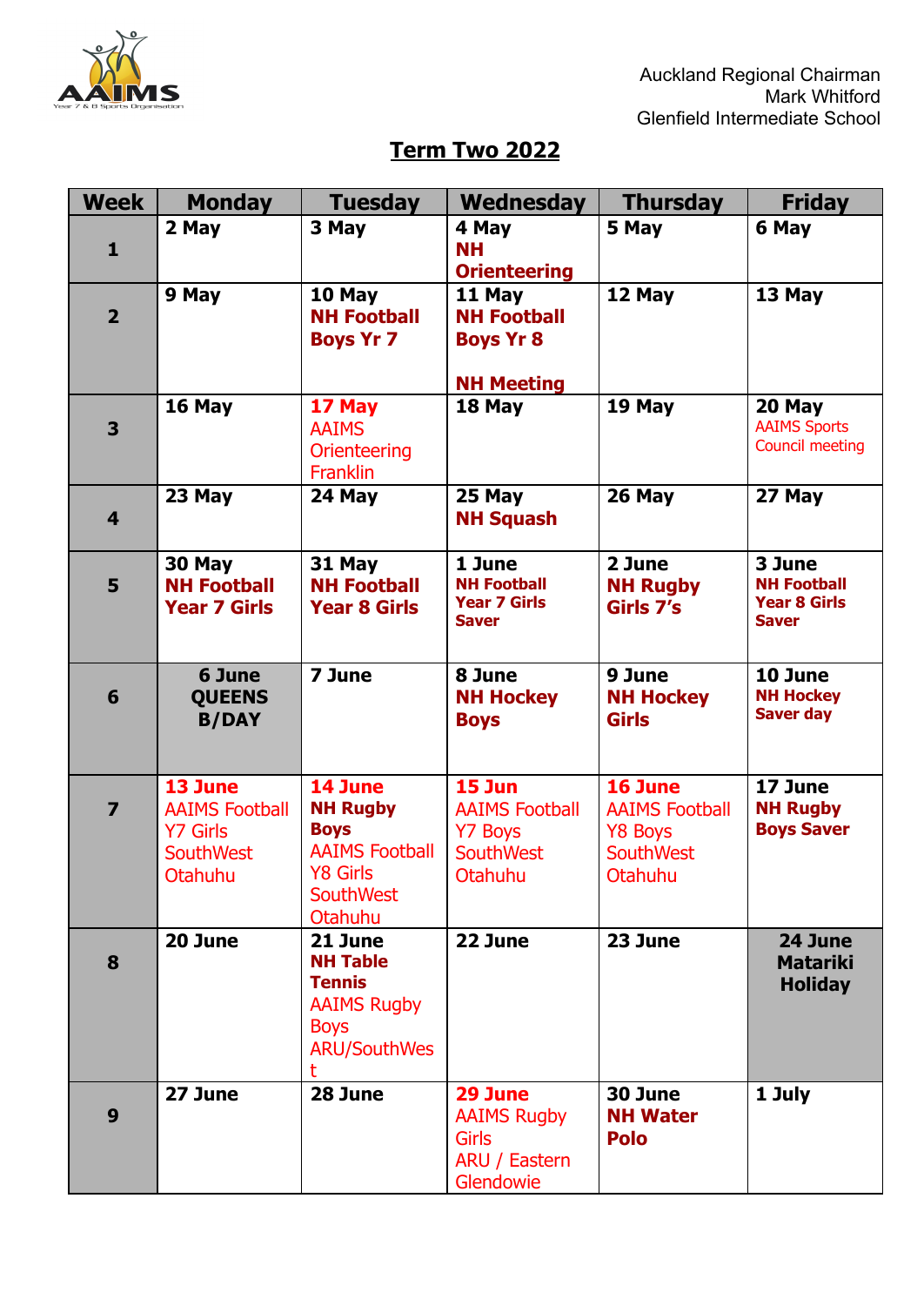Auckland Regional Chairman
Mark Whitford
Glenfield Intermediate School

# Term Two 2022

| Week | Monday | Tuesday | Wednesday | Thursday | Friday |
|---|---|---|---|---|---|
| 1 | **2 May** | **3 May** | **4 May** **NH Orienteering** | **5 May** | **6 May** |
| 2 | **9 May** | **10 May** **NH Football Boys Yr 7** | **11 May** **NH Football Boys Yr 8** **NH Meeting** | **12 May** | **13 May** |
| 3 | **16 May** | **17 May** AAIMS Orienteering Franklin | **18 May** | **19 May** | **20 May** AAIMS Sports Council meeting |
| 4 | **23 May** | **24 May** | **25 May** **NH Squash** | **26 May** | **27 May** |
| 5 | **30 May** **NH Football Year 7 Girls** | **31 May** **NH Football Year 8 Girls** | **1 June** **NH Football Year 7 Girls Saver** | **2 June** **NH Rugby Girls 7's** | **3 June** **NH Football Year 8 Girls Saver** |
| 6 | **6 June QUEENS B/DAY** | **7 June** | **8 June** **NH Hockey Boys** | **9 June** **NH Hockey Girls** | **10 June** **NH Hockey Saver day** |
| 7 | **13 June** AAIMS Football Y7 Girls SouthWest Otahuhu | **14 June** **NH Rugby Boys** AAIMS Football Y8 Girls SouthWest Otahuhu | **15 Jun** AAIMS Football Y7 Boys SouthWest Otahuhu | **16 June** AAIMS Football Y8 Boys SouthWest Otahuhu | **17 June** **NH Rugby Boys Saver** |
| 8 | **20 June** | **21 June** **NH Table Tennis** AAIMS Rugby Boys ARU/SouthWest | **22 June** | **23 June** | **24 June Matariki Holiday** |
| 9 | **27 June** | **28 June** | **29 June** AAIMS Rugby Girls ARU / Eastern Glendowie | **30 June** **NH Water Polo** | **1 July** |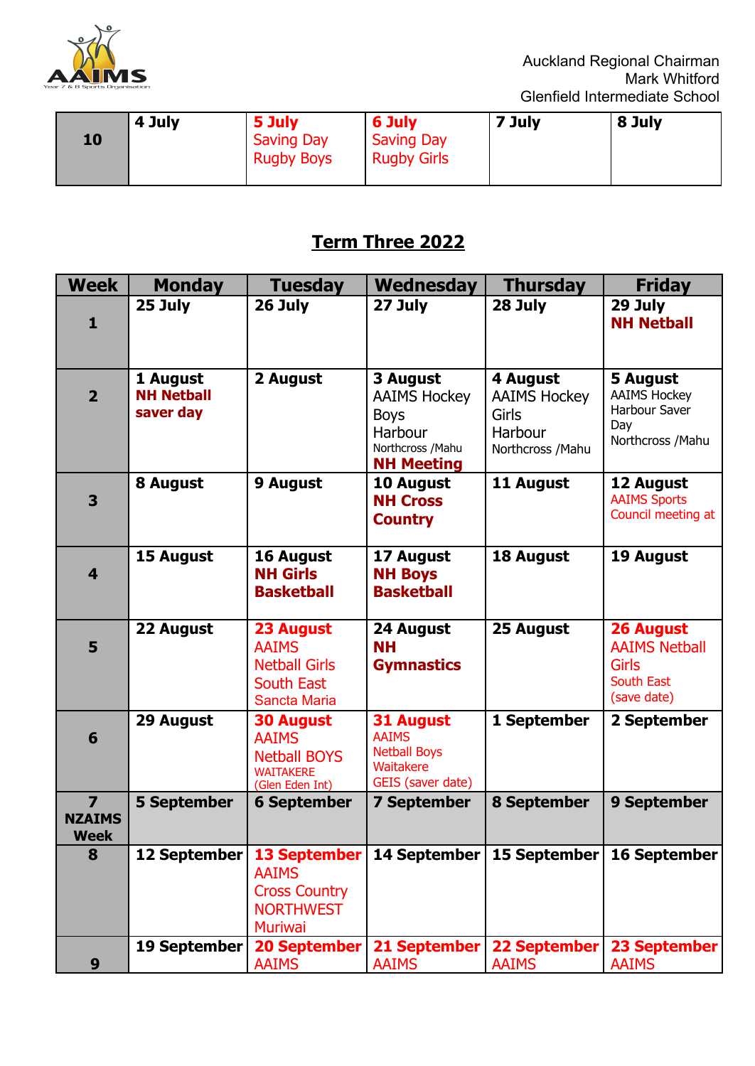Auckland Regional Chairman
Mark Whitford
Glenfield Intermediate School

| 10 | 4 July | 5 July Saving Day Rugby Boys | 6 July Saving Day Rugby Girls | 7 July | 8 July |
|---|---|---|---|---|---|

## Term Three 2022

| Week | Monday | Tuesday | Wednesday | Thursday | Friday |
|---|---|---|---|---|---|
| 1 | **25 July** | **26 July** | **27 July** | **28 July** | **29 July** **NH Netball** |
| 2 | **1 August** **NH Netball saver day** | **2 August** | **3 August** AAIMS Hockey Boys Harbour Northcross /Mahu **NH Meeting** | **4 August** AAIMS Hockey Girls Harbour Northcross /Mahu | **5 August** AAIMS Hockey Harbour Saver Day Northcross /Mahu |
| 3 | **8 August** | **9 August** | **10 August** **NH Cross Country** | **11 August** | **12 August** AAIMS Sports Council meeting at |
| 4 | **15 August** | **16 August** **NH Girls Basketball** | **17 August** **NH Boys Basketball** | **18 August** | **19 August** |
| 5 | **22 August** | **23 August** AAIMS Netball Girls South East Sancta Maria | **24 August** **NH Gymnastics** | **25 August** | **26 August** AAIMS Netball Girls South East (save date) |
| 6 | **29 August** | **30 August** AAIMS Netball BOYS WAITAKERE (Glen Eden Int) | **31 August** AAIMS Netball Boys Waitakere GEIS (saver date) | **1 September** | **2 September** |
| 7 NZAIMS Week | **5 September** | **6 September** | **7 September** | **8 September** | **9 September** |
| 8 | **12 September** | **13 September** AAIMS Cross Country NORTHWEST Muriwai | **14 September** | **15 September** | **16 September** |
| 9 | **19 September** | **20 September** AAIMS | **21 September** AAIMS | **22 September** AAIMS | **23 September** AAIMS |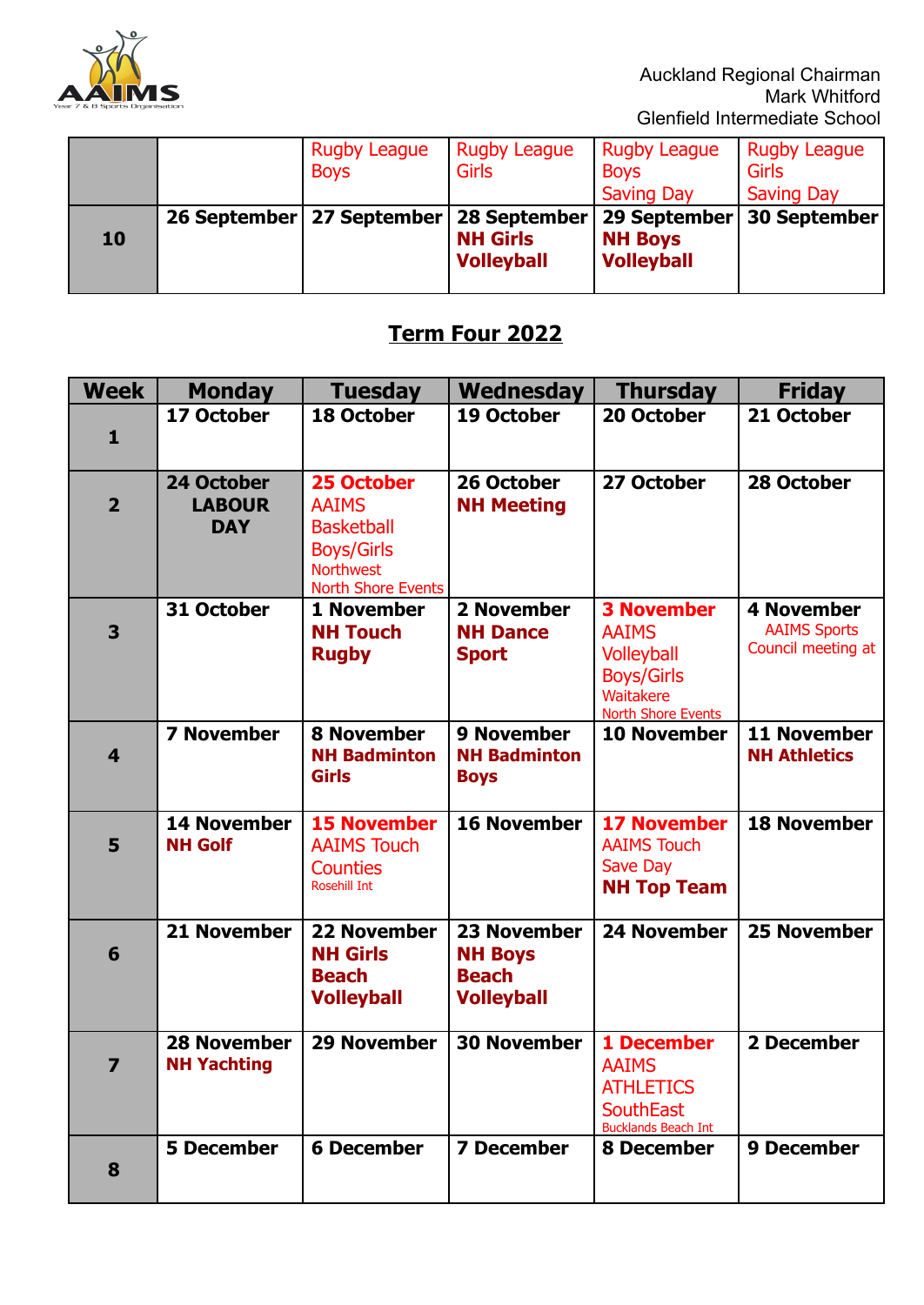Auckland Regional Chairman
Mark Whitford
Glenfield Intermediate School

| | | | | | |
|---|---|---|---|---|---|
| | | Rugby League Boys | Rugby League Girls | Rugby League Boys Saving Day | Rugby League Girls Saving Day |
| **10** | **26 September** | **27 September** | **28 September** **NH Girls Volleyball** | **29 September** **NH Boys Volleyball** | **30 September** |

## Term Four 2022

| Week | Monday | Tuesday | Wednesday | Thursday | Friday |
|---|---|---|---|---|---|
| **1** | **17 October** | **18 October** | **19 October** | **20 October** | **21 October** |
| **2** | **24 October LABOUR DAY** | **25 October** AAIMS Basketball Boys/Girls Northwest North Shore Events | **26 October** **NH Meeting** | **27 October** | **28 October** |
| **3** | **31 October** | **1 November** **NH Touch Rugby** | **2 November** **NH Dance Sport** | **3 November** AAIMS Volleyball Boys/Girls Waitakere North Shore Events | **4 November** AAIMS Sports Council meeting at |
| **4** | **7 November** | **8 November** **NH Badminton Girls** | **9 November** **NH Badminton Boys** | **10 November** | **11 November** **NH Athletics** |
| **5** | **14 November** **NH Golf** | **15 November** AAIMS Touch Counties Rosehill Int | **16 November** | **17 November** AAIMS Touch Save Day **NH Top Team** | **18 November** |
| **6** | **21 November** | **22 November** **NH Girls Beach Volleyball** | **23 November** **NH Boys Beach Volleyball** | **24 November** | **25 November** |
| **7** | **28 November** **NH Yachting** | **29 November** | **30 November** | **1 December** AAIMS ATHLETICS SouthEast Bucklands Beach Int | **2 December** |
| **8** | **5 December** | **6 December** | **7 December** | **8 December** | **9 December** |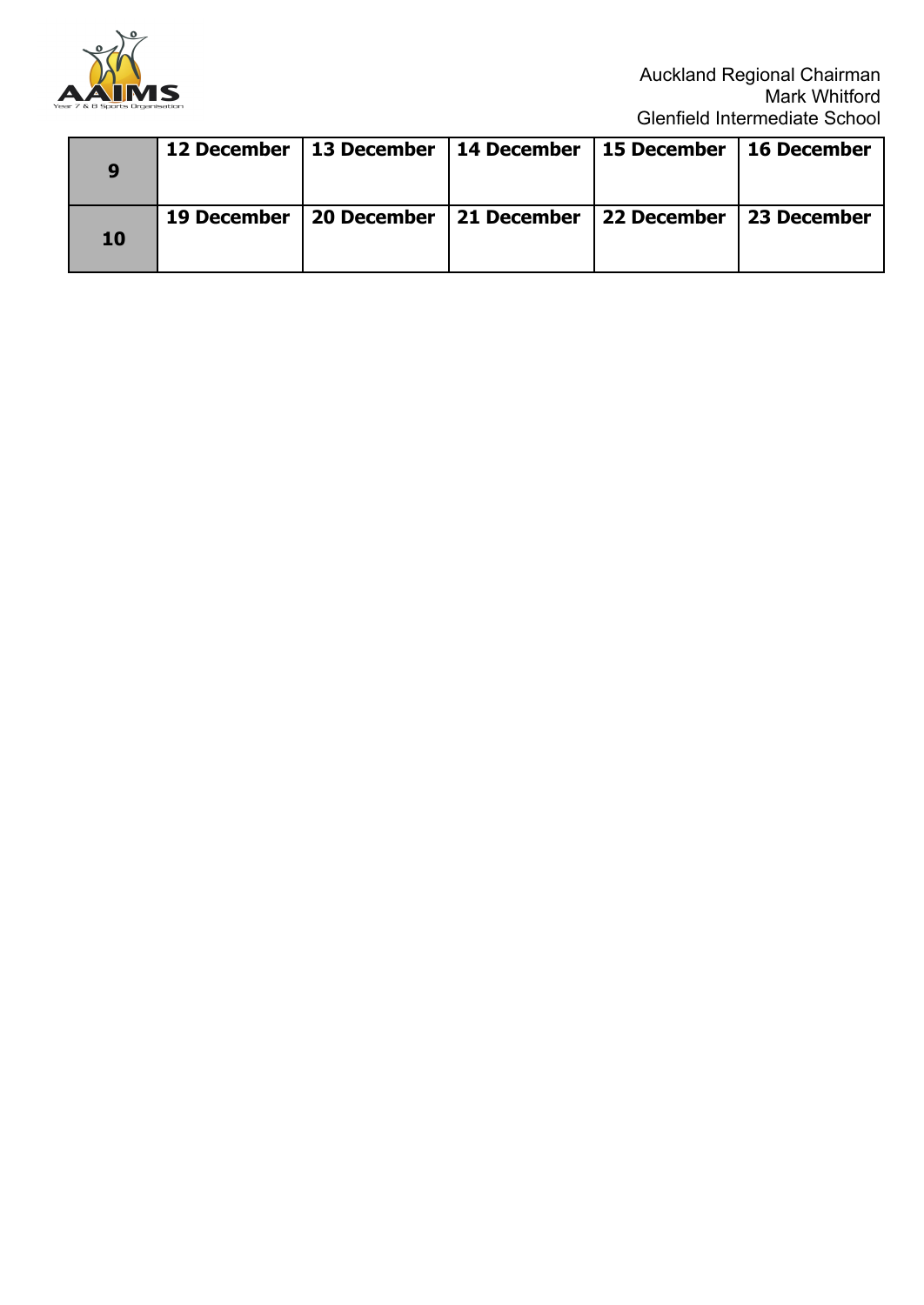Auckland Regional Chairman
Mark Whitford
Glenfield Intermediate School

| | | | | | |
|---|---|---|---|---|---|
| **9** | **12 December** | **13 December** | **14 December** | **15 December** | **16 December** |
| **10** | **19 December** | **20 December** | **21 December** | **22 December** | **23 December** |